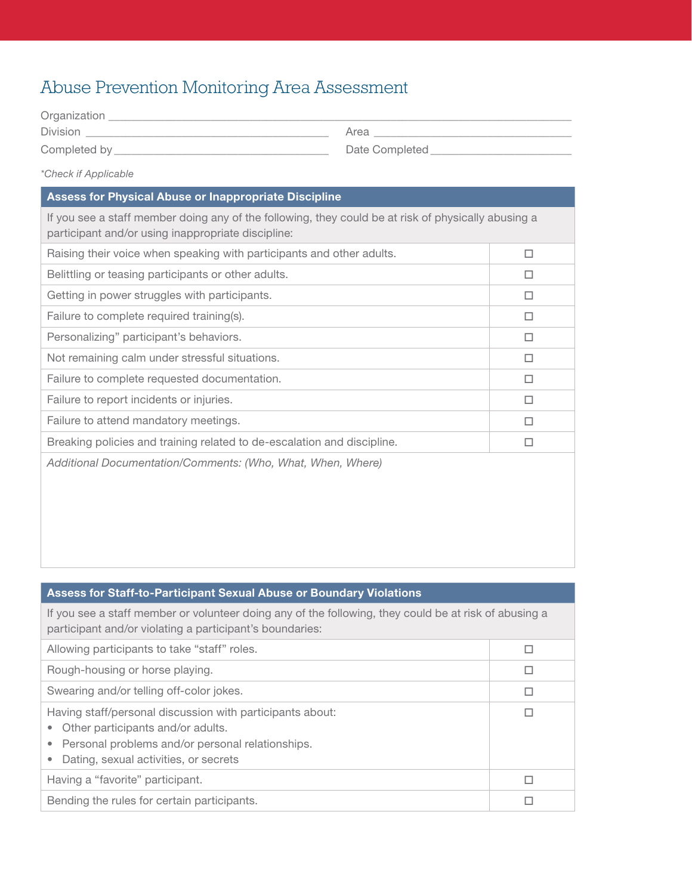# Abuse Prevention Monitoring Area Assessment

Organization ____________________________________________

Division ______________________ Area ______________________

Completed by ______________________ Date Completed ______________________

*Check if Applicable

| Assess for Physical Abuse or Inappropriate Discipline | |
|---|---|
| If you see a staff member doing any of the following, they could be at risk of physically abusing a participant and/or using inappropriate discipline: | |
| Raising their voice when speaking with participants and other adults. | ☐ |
| Belittling or teasing participants or other adults. | ☐ |
| Getting in power struggles with participants. | ☐ |
| Failure to complete required training(s). | ☐ |
| Personalizing" participant's behaviors. | ☐ |
| Not remaining calm under stressful situations. | ☐ |
| Failure to complete requested documentation. | ☐ |
| Failure to report incidents or injuries. | ☐ |
| Failure to attend mandatory meetings. | ☐ |
| Breaking policies and training related to de-escalation and discipline. | ☐ |
| *Additional Documentation/Comments: (Who, What, When, Where)* | |

| Assess for Staff-to-Participant Sexual Abuse or Boundary Violations | |
|---|---|
| If you see a staff member or volunteer doing any of the following, they could be at risk of abusing a participant and/or violating a participant's boundaries: | |
| Allowing participants to take "staff" roles. | ☐ |
| Rough-housing or horse playing. | ☐ |
| Swearing and/or telling off-color jokes. | ☐ |
| Having staff/personal discussion with participants about:<br>• Other participants and/or adults.<br>• Personal problems and/or personal relationships.<br>• Dating, sexual activities, or secrets | ☐ |
| Having a "favorite" participant. | ☐ |
| Bending the rules for certain participants. | ☐ |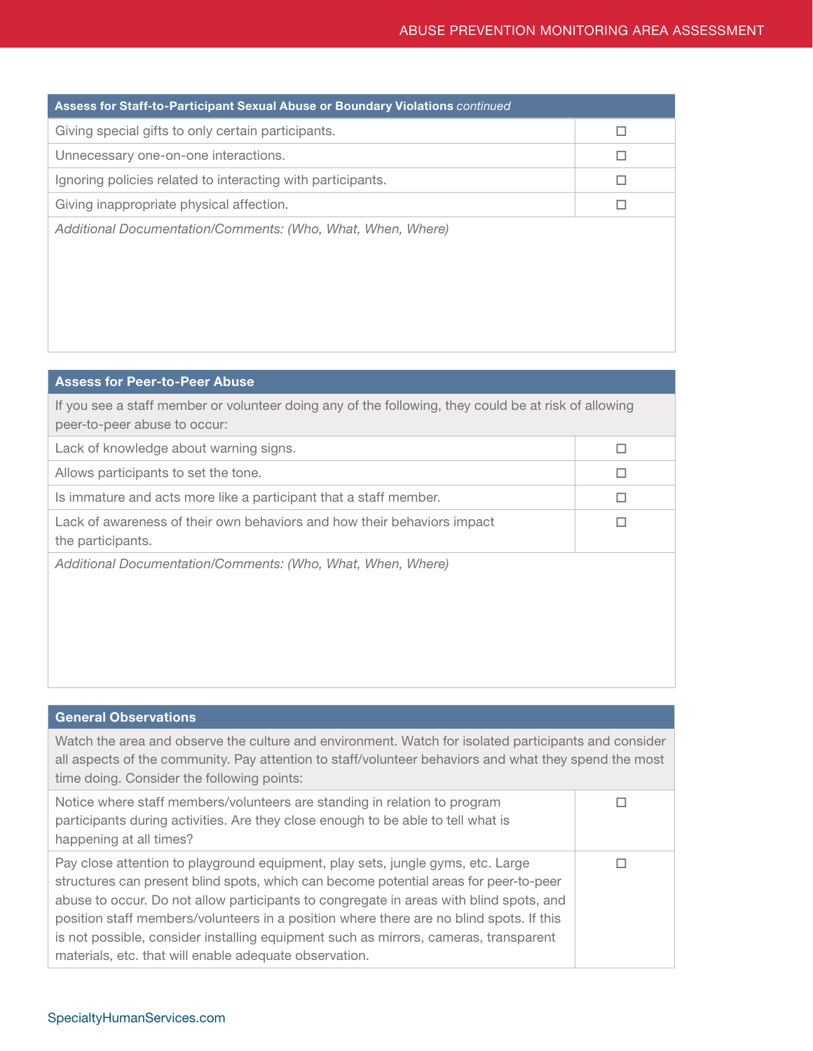| Assess for Staff-to-Participant Sexual Abuse or Boundary Violations *continued* | |
|---|---|
| Giving special gifts to only certain participants. | ☐ |
| Unnecessary one-on-one interactions. | ☐ |
| Ignoring policies related to interacting with participants. | ☐ |
| Giving inappropriate physical affection. | ☐ |
| *Additional Documentation/Comments: (Who, What, When, Where)* | |

| Assess for Peer-to-Peer Abuse | |
|---|---|
| If you see a staff member or volunteer doing any of the following, they could be at risk of allowing peer-to-peer abuse to occur: | |
| Lack of knowledge about warning signs. | ☐ |
| Allows participants to set the tone. | ☐ |
| Is immature and acts more like a participant that a staff member. | ☐ |
| Lack of awareness of their own behaviors and how their behaviors impact the participants. | ☐ |
| *Additional Documentation/Comments: (Who, What, When, Where)* | |

| General Observations | |
|---|---|
| Watch the area and observe the culture and environment. Watch for isolated participants and consider all aspects of the community. Pay attention to staff/volunteer behaviors and what they spend the most time doing. Consider the following points: | |
| Notice where staff members/volunteers are standing in relation to program participants during activities. Are they close enough to be able to tell what is happening at all times? | ☐ |
| Pay close attention to playground equipment, play sets, jungle gyms, etc. Large structures can present blind spots, which can become potential areas for peer-to-peer abuse to occur. Do not allow participants to congregate in areas with blind spots, and position staff members/volunteers in a position where there are no blind spots. If this is not possible, consider installing equipment such as mirrors, cameras, transparent materials, etc. that will enable adequate observation. | ☐ |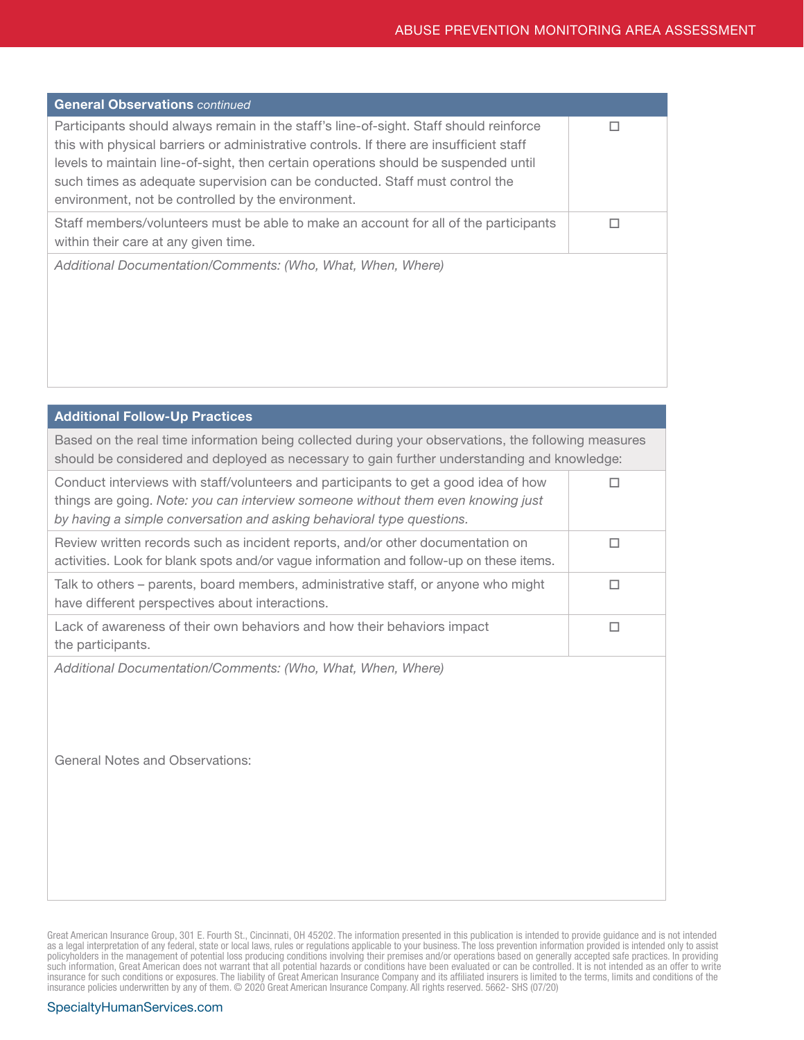| General Observations *continued* | |
|---|---|
| Participants should always remain in the staff's line-of-sight. Staff should reinforce this with physical barriers or administrative controls. If there are insufficient staff levels to maintain line-of-sight, then certain operations should be suspended until such times as adequate supervision can be conducted. Staff must control the environment, not be controlled by the environment. | ☐ |
| Staff members/volunteers must be able to make an account for all of the participants within their care at any given time. | ☐ |
| *Additional Documentation/Comments: (Who, What, When, Where)* | |

| Additional Follow-Up Practices | |
|---|---|
| Based on the real time information being collected during your observations, the following measures should be considered and deployed as necessary to gain further understanding and knowledge: | |
| Conduct interviews with staff/volunteers and participants to get a good idea of how things are going. *Note: you can interview someone without them even knowing just by having a simple conversation and asking behavioral type questions.* | ☐ |
| Review written records such as incident reports, and/or other documentation on activities. Look for blank spots and/or vague information and follow-up on these items. | ☐ |
| Talk to others – parents, board members, administrative staff, or anyone who might have different perspectives about interactions. | ☐ |
| Lack of awareness of their own behaviors and how their behaviors impact the participants. | ☐ |
| *Additional Documentation/Comments: (Who, What, When, Where)* | |
| General Notes and Observations: | |

Great American Insurance Group, 301 E. Fourth St., Cincinnati, OH 45202. The information presented in this publication is intended to provide guidance and is not intended as a legal interpretation of any federal, state or local laws, rules or regulations applicable to your business. The loss prevention information provided is intended only to assist policyholders in the management of potential loss producing conditions involving their premises and/or operations based on generally accepted safe practices. In providing such information, Great American does not warrant that all potential hazards or conditions have been evaluated or can be controlled. It is not intended as an offer to write insurance for such conditions or exposures. The liability of Great American Insurance Company and its affiliated insurers is limited to the terms, limits and conditions of the insurance policies underwritten by any of them. © 2020 Great American Insurance Company. All rights reserved. 5662- SHS (07/20)

SpecialtyHumanServices.com